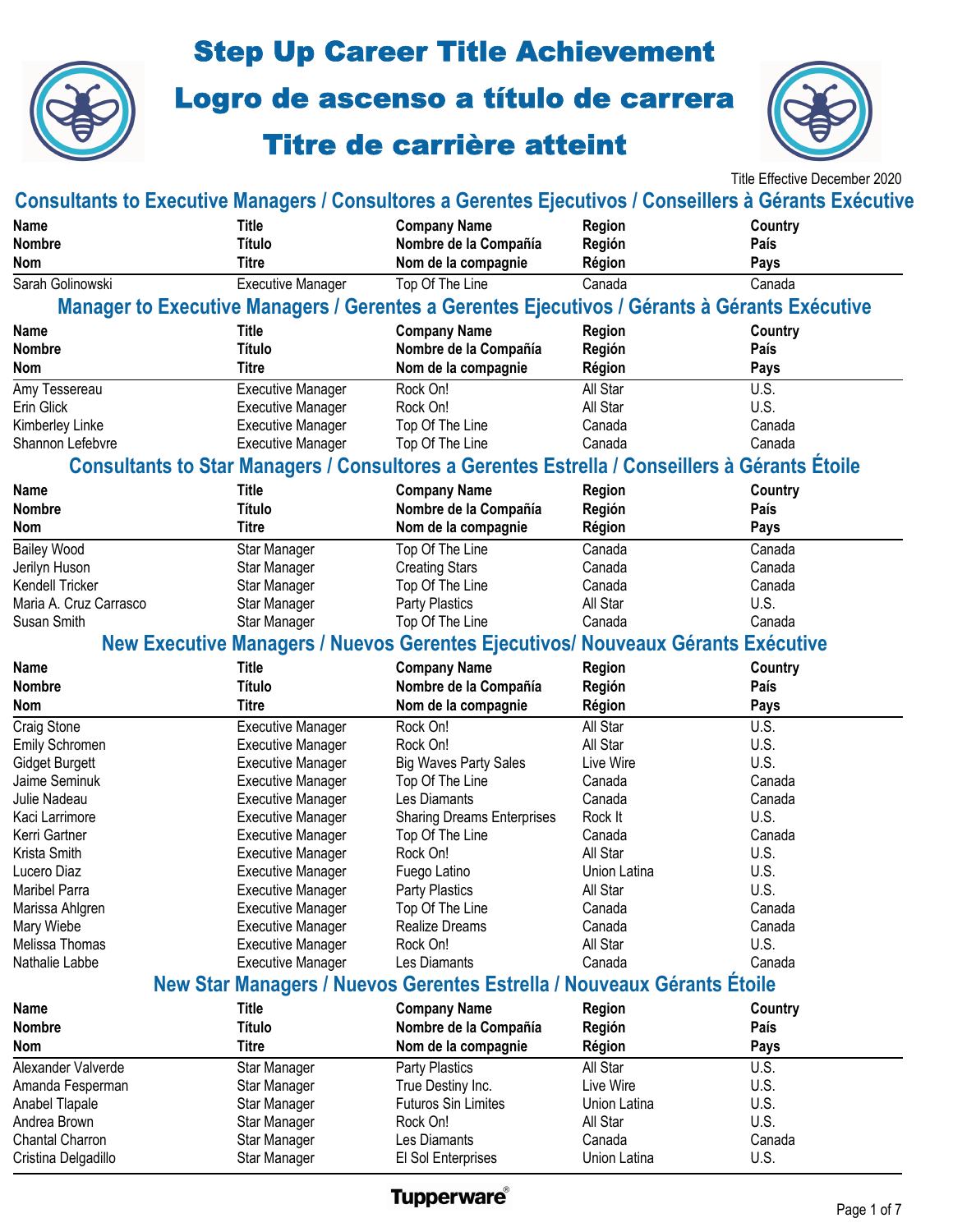# Step Up Career Title Achievement
# Logro de ascenso a título de carrera
# Titre de carrière atteint

Title Effective December 2020

## Consultants to Executive Managers / Consultores a Gerentes Ejecutivos / Conseillers à Gérants Exécutive

| Name<br>Nombre<br>Nom | Title<br>Título<br>Titre | Company Name<br>Nombre de la Compañía<br>Nom de la compagnie | Region<br>Región<br>Région | Country<br>País<br>Pays |
|---|---|---|---|---|
| Sarah Golinowski | Executive Manager | Top Of The Line | Canada | Canada |

## Manager to Executive Managers / Gerentes a Gerentes Ejecutivos / Gérants à Gérants Exécutive

| Name<br>Nombre<br>Nom | Title<br>Título<br>Titre | Company Name<br>Nombre de la Compañía<br>Nom de la compagnie | Region<br>Región<br>Région | Country<br>País<br>Pays |
|---|---|---|---|---|
| Amy Tessereau | Executive Manager | Rock On! | All Star | U.S. |
| Erin Glick | Executive Manager | Rock On! | All Star | U.S. |
| Kimberley Linke | Executive Manager | Top Of The Line | Canada | Canada |
| Shannon Lefebvre | Executive Manager | Top Of The Line | Canada | Canada |

## Consultants to Star Managers / Consultores a Gerentes Estrella / Conseillers à Gérants Étoile

| Name<br>Nombre<br>Nom | Title<br>Título<br>Titre | Company Name<br>Nombre de la Compañía<br>Nom de la compagnie | Region<br>Región<br>Région | Country<br>País<br>Pays |
|---|---|---|---|---|
| Bailey Wood | Star Manager | Top Of The Line | Canada | Canada |
| Jerilyn Huson | Star Manager | Creating Stars | Canada | Canada |
| Kendell Tricker | Star Manager | Top Of The Line | Canada | Canada |
| Maria A. Cruz Carrasco | Star Manager | Party Plastics | All Star | U.S. |
| Susan Smith | Star Manager | Top Of The Line | Canada | Canada |

## New Executive Managers / Nuevos Gerentes Ejecutivos/ Nouveaux Gérants Exécutive

| Name<br>Nombre<br>Nom | Title<br>Título<br>Titre | Company Name<br>Nombre de la Compañía<br>Nom de la compagnie | Region<br>Región<br>Région | Country<br>País<br>Pays |
|---|---|---|---|---|
| Craig Stone | Executive Manager | Rock On! | All Star | U.S. |
| Emily Schromen | Executive Manager | Rock On! | All Star | U.S. |
| Gidget Burgett | Executive Manager | Big Waves Party Sales | Live Wire | U.S. |
| Jaime Seminuk | Executive Manager | Top Of The Line | Canada | Canada |
| Julie Nadeau | Executive Manager | Les Diamants | Canada | Canada |
| Kaci Larrimore | Executive Manager | Sharing Dreams Enterprises | Rock It | U.S. |
| Kerri Gartner | Executive Manager | Top Of The Line | Canada | Canada |
| Krista Smith | Executive Manager | Rock On! | All Star | U.S. |
| Lucero Diaz | Executive Manager | Fuego Latino | Union Latina | U.S. |
| Maribel Parra | Executive Manager | Party Plastics | All Star | U.S. |
| Marissa Ahlgren | Executive Manager | Top Of The Line | Canada | Canada |
| Mary Wiebe | Executive Manager | Realize Dreams | Canada | Canada |
| Melissa Thomas | Executive Manager | Rock On! | All Star | U.S. |
| Nathalie Labbe | Executive Manager | Les Diamants | Canada | Canada |

## New Star Managers / Nuevos Gerentes Estrella / Nouveaux Gérants Étoile

| Name<br>Nombre<br>Nom | Title<br>Título<br>Titre | Company Name<br>Nombre de la Compañía<br>Nom de la compagnie | Region<br>Región<br>Région | Country<br>País<br>Pays |
|---|---|---|---|---|
| Alexander Valverde | Star Manager | Party Plastics | All Star | U.S. |
| Amanda Fesperman | Star Manager | True Destiny Inc. | Live Wire | U.S. |
| Anabel Tlapale | Star Manager | Futuros Sin Limites | Union Latina | U.S. |
| Andrea Brown | Star Manager | Rock On! | All Star | U.S. |
| Chantal Charron | Star Manager | Les Diamants | Canada | Canada |
| Cristina Delgadillo | Star Manager | El Sol Enterprises | Union Latina | U.S. |

Tupperware®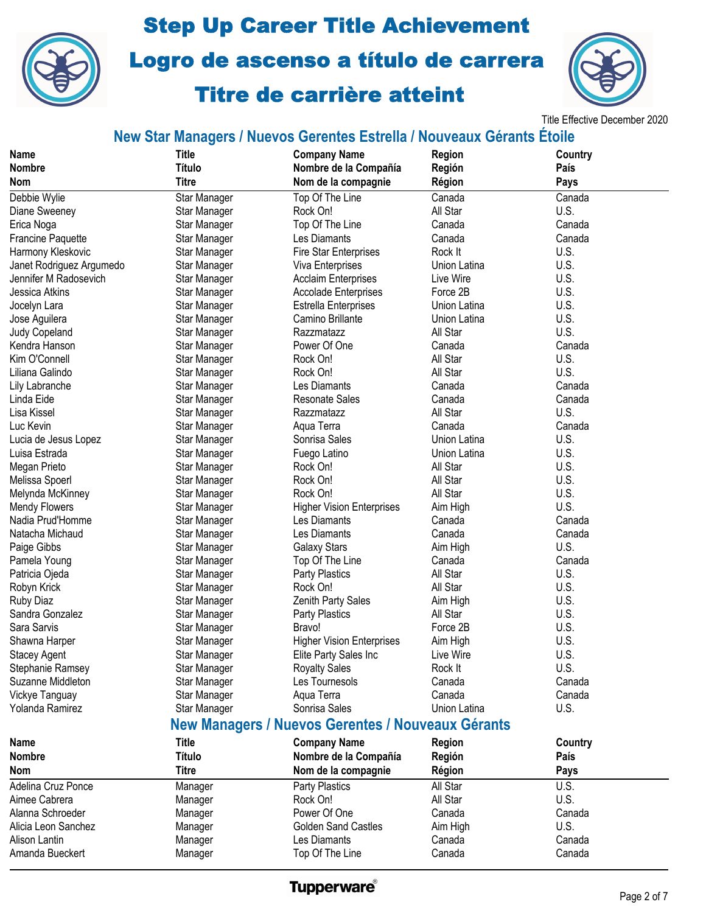# Step Up Career Title Achievement
# Logro de ascenso a título de carrera
# Titre de carrière atteint

Title Effective December 2020

## New Star Managers / Nuevos Gerentes Estrella / Nouveaux Gérants Étoile

| Name<br>Nombre<br>Nom | Title<br>Título<br>Titre | Company Name<br>Nombre de la Compañía<br>Nom de la compagnie | Region<br>Región<br>Région | Country<br>País<br>Pays |
|---|---|---|---|---|
| Debbie Wylie | Star Manager | Top Of The Line | Canada | Canada |
| Diane Sweeney | Star Manager | Rock On! | All Star | U.S. |
| Erica Noga | Star Manager | Top Of The Line | Canada | Canada |
| Francine Paquette | Star Manager | Les Diamants | Canada | Canada |
| Harmony Kleskovic | Star Manager | Fire Star Enterprises | Rock It | U.S. |
| Janet Rodriguez Argumedo | Star Manager | Viva Enterprises | Union Latina | U.S. |
| Jennifer M Radosevich | Star Manager | Acclaim Enterprises | Live Wire | U.S. |
| Jessica Atkins | Star Manager | Accolade Enterprises | Force 2B | U.S. |
| Jocelyn Lara | Star Manager | Estrella Enterprises | Union Latina | U.S. |
| Jose Aguilera | Star Manager | Camino Brillante | Union Latina | U.S. |
| Judy Copeland | Star Manager | Razzmatazz | All Star | U.S. |
| Kendra Hanson | Star Manager | Power Of One | Canada | Canada |
| Kim O'Connell | Star Manager | Rock On! | All Star | U.S. |
| Liliana Galindo | Star Manager | Rock On! | All Star | U.S. |
| Lily Labranche | Star Manager | Les Diamants | Canada | Canada |
| Linda Eide | Star Manager | Resonate Sales | Canada | Canada |
| Lisa Kissel | Star Manager | Razzmatazz | All Star | U.S. |
| Luc Kevin | Star Manager | Aqua Terra | Canada | Canada |
| Lucia de Jesus Lopez | Star Manager | Sonrisa Sales | Union Latina | U.S. |
| Luisa Estrada | Star Manager | Fuego Latino | Union Latina | U.S. |
| Megan Prieto | Star Manager | Rock On! | All Star | U.S. |
| Melissa Spoerl | Star Manager | Rock On! | All Star | U.S. |
| Melynda McKinney | Star Manager | Rock On! | All Star | U.S. |
| Mendy Flowers | Star Manager | Higher Vision Enterprises | Aim High | U.S. |
| Nadia Prud'Homme | Star Manager | Les Diamants | Canada | Canada |
| Natacha Michaud | Star Manager | Les Diamants | Canada | Canada |
| Paige Gibbs | Star Manager | Galaxy Stars | Aim High | U.S. |
| Pamela Young | Star Manager | Top Of The Line | Canada | Canada |
| Patricia Ojeda | Star Manager | Party Plastics | All Star | U.S. |
| Robyn Krick | Star Manager | Rock On! | All Star | U.S. |
| Ruby Diaz | Star Manager | Zenith Party Sales | Aim High | U.S. |
| Sandra Gonzalez | Star Manager | Party Plastics | All Star | U.S. |
| Sara Sarvis | Star Manager | Bravo! | Force 2B | U.S. |
| Shawna Harper | Star Manager | Higher Vision Enterprises | Aim High | U.S. |
| Stacey Agent | Star Manager | Elite Party Sales Inc | Live Wire | U.S. |
| Stephanie Ramsey | Star Manager | Royalty Sales | Rock It | U.S. |
| Suzanne Middleton | Star Manager | Les Tournesols | Canada | Canada |
| Vickye Tanguay | Star Manager | Aqua Terra | Canada | Canada |
| Yolanda Ramirez | Star Manager | Sonrisa Sales | Union Latina | U.S. |

## New Managers / Nuevos Gerentes / Nouveaux Gérants

| Name<br>Nombre<br>Nom | Title<br>Título<br>Titre | Company Name<br>Nombre de la Compañía<br>Nom de la compagnie | Region<br>Región<br>Région | Country<br>País<br>Pays |
|---|---|---|---|---|
| Adelina Cruz Ponce | Manager | Party Plastics | All Star | U.S. |
| Aimee Cabrera | Manager | Rock On! | All Star | U.S. |
| Alanna Schroeder | Manager | Power Of One | Canada | Canada |
| Alicia Leon Sanchez | Manager | Golden Sand Castles | Aim High | U.S. |
| Alison Lantin | Manager | Les Diamants | Canada | Canada |
| Amanda Bueckert | Manager | Top Of The Line | Canada | Canada |

Tupperware®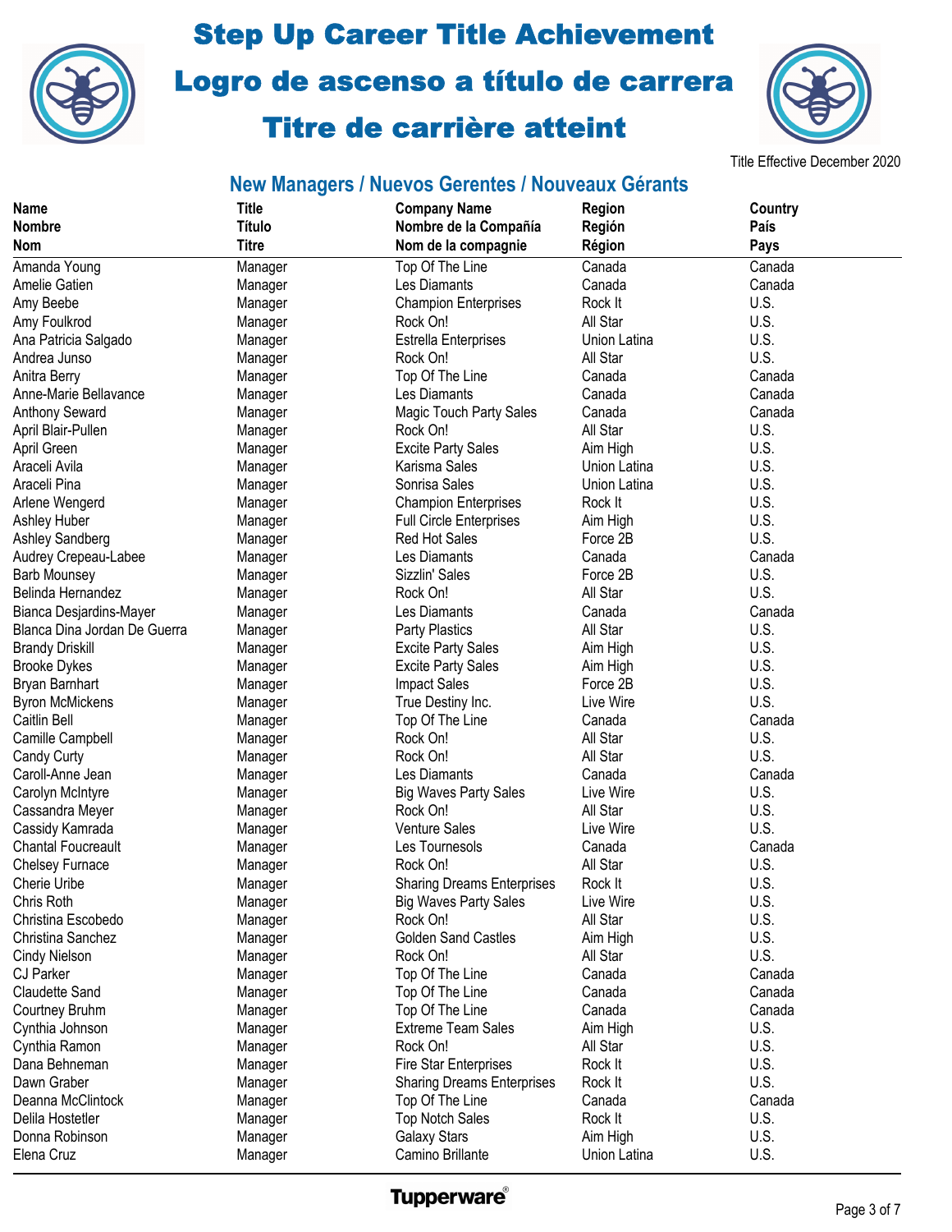# Step Up Career Title Achievement

# Logro de ascenso a título de carrera

# Titre de carrière atteint

Title Effective December 2020

## New Managers / Nuevos Gerentes / Nouveaux Gérants

| Name<br>Nombre<br>Nom | Title<br>Título<br>Titre | Company Name<br>Nombre de la Compañía<br>Nom de la compagnie | Region<br>Región<br>Région | Country<br>País<br>Pays |
|---|---|---|---|---|
| Amanda Young | Manager | Top Of The Line | Canada | Canada |
| Amelie Gatien | Manager | Les Diamants | Canada | Canada |
| Amy Beebe | Manager | Champion Enterprises | Rock It | U.S. |
| Amy Foulkrod | Manager | Rock On! | All Star | U.S. |
| Ana Patricia Salgado | Manager | Estrella Enterprises | Union Latina | U.S. |
| Andrea Junso | Manager | Rock On! | All Star | U.S. |
| Anitra Berry | Manager | Top Of The Line | Canada | Canada |
| Anne-Marie Bellavance | Manager | Les Diamants | Canada | Canada |
| Anthony Seward | Manager | Magic Touch Party Sales | Canada | Canada |
| April Blair-Pullen | Manager | Rock On! | All Star | U.S. |
| April Green | Manager | Excite Party Sales | Aim High | U.S. |
| Araceli Avila | Manager | Karisma Sales | Union Latina | U.S. |
| Araceli Pina | Manager | Sonrisa Sales | Union Latina | U.S. |
| Arlene Wengerd | Manager | Champion Enterprises | Rock It | U.S. |
| Ashley Huber | Manager | Full Circle Enterprises | Aim High | U.S. |
| Ashley Sandberg | Manager | Red Hot Sales | Force 2B | U.S. |
| Audrey Crepeau-Labee | Manager | Les Diamants | Canada | Canada |
| Barb Mounsey | Manager | Sizzlin' Sales | Force 2B | U.S. |
| Belinda Hernandez | Manager | Rock On! | All Star | U.S. |
| Bianca Desjardins-Mayer | Manager | Les Diamants | Canada | Canada |
| Blanca Dina Jordan De Guerra | Manager | Party Plastics | All Star | U.S. |
| Brandy Driskill | Manager | Excite Party Sales | Aim High | U.S. |
| Brooke Dykes | Manager | Excite Party Sales | Aim High | U.S. |
| Bryan Barnhart | Manager | Impact Sales | Force 2B | U.S. |
| Byron McMickens | Manager | True Destiny Inc. | Live Wire | U.S. |
| Caitlin Bell | Manager | Top Of The Line | Canada | Canada |
| Camille Campbell | Manager | Rock On! | All Star | U.S. |
| Candy Curty | Manager | Rock On! | All Star | U.S. |
| Caroll-Anne Jean | Manager | Les Diamants | Canada | Canada |
| Carolyn McIntyre | Manager | Big Waves Party Sales | Live Wire | U.S. |
| Cassandra Meyer | Manager | Rock On! | All Star | U.S. |
| Cassidy Kamrada | Manager | Venture Sales | Live Wire | U.S. |
| Chantal Foucreault | Manager | Les Tournesols | Canada | Canada |
| Chelsey Furnace | Manager | Rock On! | All Star | U.S. |
| Cherie Uribe | Manager | Sharing Dreams Enterprises | Rock It | U.S. |
| Chris Roth | Manager | Big Waves Party Sales | Live Wire | U.S. |
| Christina Escobedo | Manager | Rock On! | All Star | U.S. |
| Christina Sanchez | Manager | Golden Sand Castles | Aim High | U.S. |
| Cindy Nielson | Manager | Rock On! | All Star | U.S. |
| CJ Parker | Manager | Top Of The Line | Canada | Canada |
| Claudette Sand | Manager | Top Of The Line | Canada | Canada |
| Courtney Bruhm | Manager | Top Of The Line | Canada | Canada |
| Cynthia Johnson | Manager | Extreme Team Sales | Aim High | U.S. |
| Cynthia Ramon | Manager | Rock On! | All Star | U.S. |
| Dana Behneman | Manager | Fire Star Enterprises | Rock It | U.S. |
| Dawn Graber | Manager | Sharing Dreams Enterprises | Rock It | U.S. |
| Deanna McClintock | Manager | Top Of The Line | Canada | Canada |
| Delila Hostetler | Manager | Top Notch Sales | Rock It | U.S. |
| Donna Robinson | Manager | Galaxy Stars | Aim High | U.S. |
| Elena Cruz | Manager | Camino Brillante | Union Latina | U.S. |

Tupperware®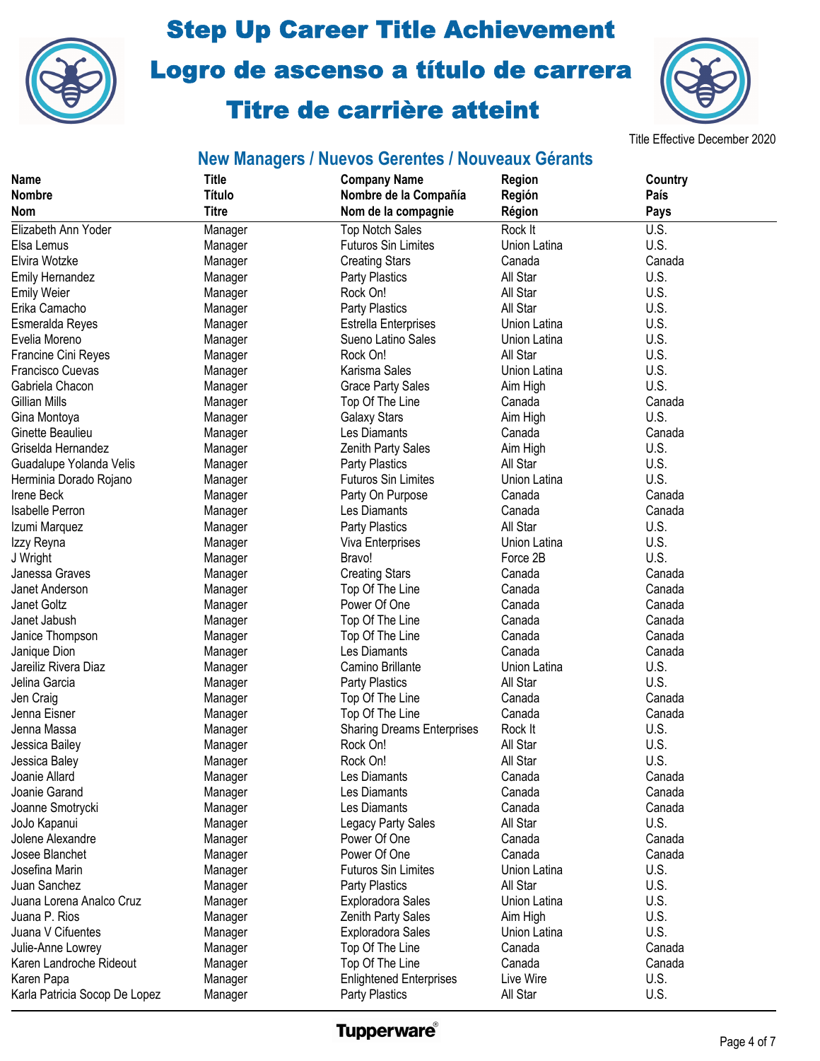# Step Up Career Title Achievement
# Logro de ascenso a título de carrera
# Titre de carrière atteint

Title Effective December 2020

## New Managers / Nuevos Gerentes / Nouveaux Gérants

| Name<br>Nombre<br>Nom | Title<br>Título<br>Titre | Company Name<br>Nombre de la Compañía<br>Nom de la compagnie | Region<br>Región<br>Région | Country<br>País<br>Pays |
|---|---|---|---|---|
| Elizabeth Ann Yoder | Manager | Top Notch Sales | Rock It | U.S. |
| Elsa Lemus | Manager | Futuros Sin Limites | Union Latina | U.S. |
| Elvira Wotzke | Manager | Creating Stars | Canada | Canada |
| Emily Hernandez | Manager | Party Plastics | All Star | U.S. |
| Emily Weier | Manager | Rock On! | All Star | U.S. |
| Erika Camacho | Manager | Party Plastics | All Star | U.S. |
| Esmeralda Reyes | Manager | Estrella Enterprises | Union Latina | U.S. |
| Evelia Moreno | Manager | Sueno Latino Sales | Union Latina | U.S. |
| Francine Cini Reyes | Manager | Rock On! | All Star | U.S. |
| Francisco Cuevas | Manager | Karisma Sales | Union Latina | U.S. |
| Gabriela Chacon | Manager | Grace Party Sales | Aim High | U.S. |
| Gillian Mills | Manager | Top Of The Line | Canada | Canada |
| Gina Montoya | Manager | Galaxy Stars | Aim High | U.S. |
| Ginette Beaulieu | Manager | Les Diamants | Canada | Canada |
| Griselda Hernandez | Manager | Zenith Party Sales | Aim High | U.S. |
| Guadalupe Yolanda Velis | Manager | Party Plastics | All Star | U.S. |
| Herminia Dorado Rojano | Manager | Futuros Sin Limites | Union Latina | U.S. |
| Irene Beck | Manager | Party On Purpose | Canada | Canada |
| Isabelle Perron | Manager | Les Diamants | Canada | Canada |
| Izumi Marquez | Manager | Party Plastics | All Star | U.S. |
| Izzy Reyna | Manager | Viva Enterprises | Union Latina | U.S. |
| J Wright | Manager | Bravo! | Force 2B | U.S. |
| Janessa Graves | Manager | Creating Stars | Canada | Canada |
| Janet Anderson | Manager | Top Of The Line | Canada | Canada |
| Janet Goltz | Manager | Power Of One | Canada | Canada |
| Janet Jabush | Manager | Top Of The Line | Canada | Canada |
| Janice Thompson | Manager | Top Of The Line | Canada | Canada |
| Janique Dion | Manager | Les Diamants | Canada | Canada |
| Jareiliz Rivera Diaz | Manager | Camino Brillante | Union Latina | U.S. |
| Jelina Garcia | Manager | Party Plastics | All Star | U.S. |
| Jen Craig | Manager | Top Of The Line | Canada | Canada |
| Jenna Eisner | Manager | Top Of The Line | Canada | Canada |
| Jenna Massa | Manager | Sharing Dreams Enterprises | Rock It | U.S. |
| Jessica Bailey | Manager | Rock On! | All Star | U.S. |
| Jessica Baley | Manager | Rock On! | All Star | U.S. |
| Joanie Allard | Manager | Les Diamants | Canada | Canada |
| Joanie Garand | Manager | Les Diamants | Canada | Canada |
| Joanne Smotrycki | Manager | Les Diamants | Canada | Canada |
| JoJo Kapanui | Manager | Legacy Party Sales | All Star | U.S. |
| Jolene Alexandre | Manager | Power Of One | Canada | Canada |
| Josee Blanchet | Manager | Power Of One | Canada | Canada |
| Josefina Marin | Manager | Futuros Sin Limites | Union Latina | U.S. |
| Juan Sanchez | Manager | Party Plastics | All Star | U.S. |
| Juana Lorena Analco Cruz | Manager | Exploradora Sales | Union Latina | U.S. |
| Juana P. Rios | Manager | Zenith Party Sales | Aim High | U.S. |
| Juana V Cifuentes | Manager | Exploradora Sales | Union Latina | U.S. |
| Julie-Anne Lowrey | Manager | Top Of The Line | Canada | Canada |
| Karen Landroche Rideout | Manager | Top Of The Line | Canada | Canada |
| Karen Papa | Manager | Enlightened Enterprises | Live Wire | U.S. |
| Karla Patricia Socop De Lopez | Manager | Party Plastics | All Star | U.S. |

Tupperware®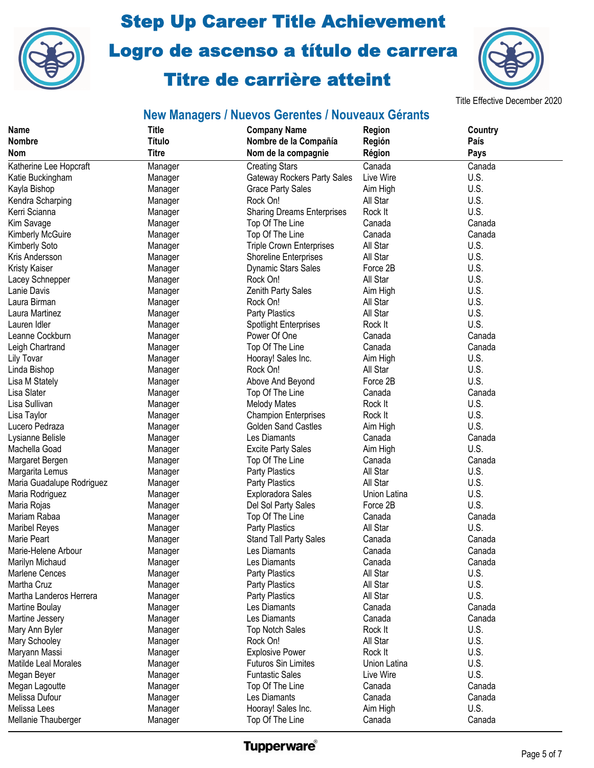# Step Up Career Title Achievement

# Logro de ascenso a título de carrera

# Titre de carrière atteint

Title Effective December 2020

## New Managers / Nuevos Gerentes / Nouveaux Gérants

| Name<br>Nombre<br>Nom | Title<br>Título<br>Titre | Company Name<br>Nombre de la Compañía<br>Nom de la compagnie | Region<br>Región<br>Région | Country<br>País<br>Pays |
|---|---|---|---|---|
| Katherine Lee Hopcraft | Manager | Creating Stars | Canada | Canada |
| Katie Buckingham | Manager | Gateway Rockers Party Sales | Live Wire | U.S. |
| Kayla Bishop | Manager | Grace Party Sales | Aim High | U.S. |
| Kendra Scharping | Manager | Rock On! | All Star | U.S. |
| Kerri Scianna | Manager | Sharing Dreams Enterprises | Rock It | U.S. |
| Kim Savage | Manager | Top Of The Line | Canada | Canada |
| Kimberly McGuire | Manager | Top Of The Line | Canada | Canada |
| Kimberly Soto | Manager | Triple Crown Enterprises | All Star | U.S. |
| Kris Andersson | Manager | Shoreline Enterprises | All Star | U.S. |
| Kristy Kaiser | Manager | Dynamic Stars Sales | Force 2B | U.S. |
| Lacey Schnepper | Manager | Rock On! | All Star | U.S. |
| Lanie Davis | Manager | Zenith Party Sales | Aim High | U.S. |
| Laura Birman | Manager | Rock On! | All Star | U.S. |
| Laura Martinez | Manager | Party Plastics | All Star | U.S. |
| Lauren Idler | Manager | Spotlight Enterprises | Rock It | U.S. |
| Leanne Cockburn | Manager | Power Of One | Canada | Canada |
| Leigh Chartrand | Manager | Top Of The Line | Canada | Canada |
| Lily Tovar | Manager | Hooray! Sales Inc. | Aim High | U.S. |
| Linda Bishop | Manager | Rock On! | All Star | U.S. |
| Lisa M Stately | Manager | Above And Beyond | Force 2B | U.S. |
| Lisa Slater | Manager | Top Of The Line | Canada | Canada |
| Lisa Sullivan | Manager | Melody Mates | Rock It | U.S. |
| Lisa Taylor | Manager | Champion Enterprises | Rock It | U.S. |
| Lucero Pedraza | Manager | Golden Sand Castles | Aim High | U.S. |
| Lysianne Belisle | Manager | Les Diamants | Canada | Canada |
| Machella Goad | Manager | Excite Party Sales | Aim High | U.S. |
| Margaret Bergen | Manager | Top Of The Line | Canada | Canada |
| Margarita Lemus | Manager | Party Plastics | All Star | U.S. |
| Maria Guadalupe Rodriguez | Manager | Party Plastics | All Star | U.S. |
| Maria Rodriguez | Manager | Exploradora Sales | Union Latina | U.S. |
| Maria Rojas | Manager | Del Sol Party Sales | Force 2B | U.S. |
| Mariam Rabaa | Manager | Top Of The Line | Canada | Canada |
| Maribel Reyes | Manager | Party Plastics | All Star | U.S. |
| Marie Peart | Manager | Stand Tall Party Sales | Canada | Canada |
| Marie-Helene Arbour | Manager | Les Diamants | Canada | Canada |
| Marilyn Michaud | Manager | Les Diamants | Canada | Canada |
| Marlene Cences | Manager | Party Plastics | All Star | U.S. |
| Martha Cruz | Manager | Party Plastics | All Star | U.S. |
| Martha Landeros Herrera | Manager | Party Plastics | All Star | U.S. |
| Martine Boulay | Manager | Les Diamants | Canada | Canada |
| Martine Jessery | Manager | Les Diamants | Canada | Canada |
| Mary Ann Byler | Manager | Top Notch Sales | Rock It | U.S. |
| Mary Schooley | Manager | Rock On! | All Star | U.S. |
| Maryann Massi | Manager | Explosive Power | Rock It | U.S. |
| Matilde Leal Morales | Manager | Futuros Sin Limites | Union Latina | U.S. |
| Megan Beyer | Manager | Funtastic Sales | Live Wire | U.S. |
| Megan Lagoutte | Manager | Top Of The Line | Canada | Canada |
| Melissa Dufour | Manager | Les Diamants | Canada | Canada |
| Melissa Lees | Manager | Hooray! Sales Inc. | Aim High | U.S. |
| Mellanie Thauberger | Manager | Top Of The Line | Canada | Canada |

Tupperware®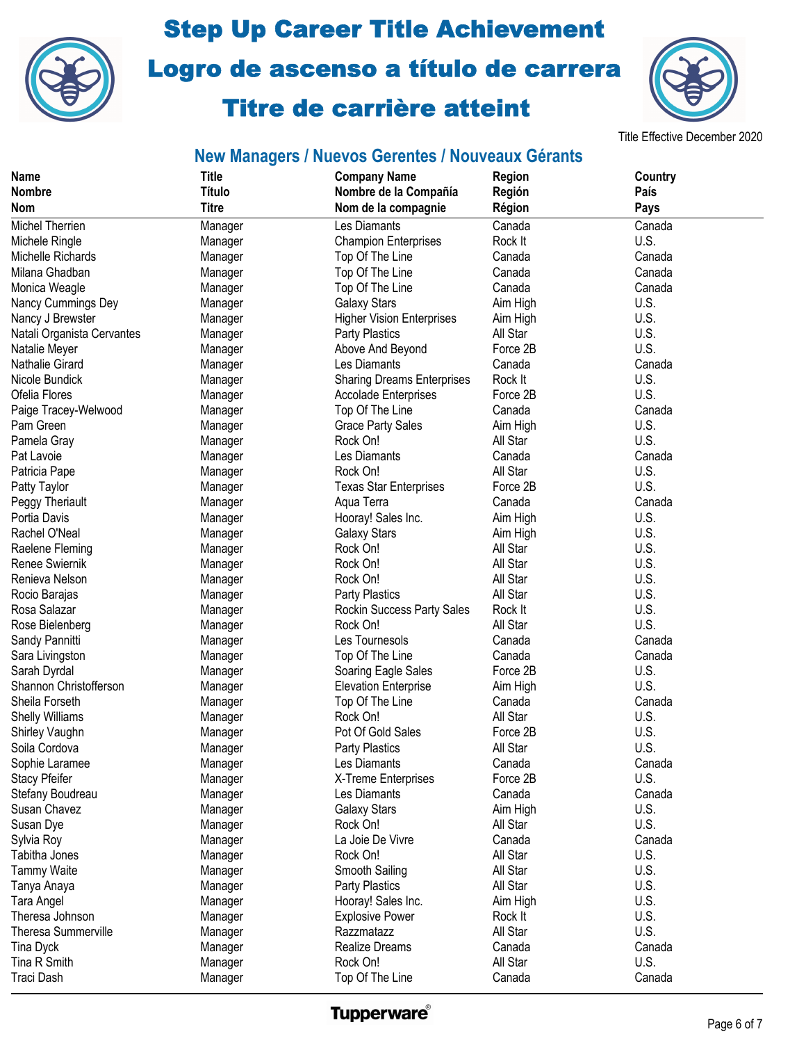# Step Up Career Title Achievement
# Logro de ascenso a título de carrera
# Titre de carrière atteint

Title Effective December 2020

## New Managers / Nuevos Gerentes / Nouveaux Gérants

| Name<br>Nombre<br>Nom | Title<br>Título<br>Titre | Company Name<br>Nombre de la Compañía<br>Nom de la compagnie | Region<br>Región<br>Région | Country<br>País<br>Pays |
|---|---|---|---|---|
| Michel Therrien | Manager | Les Diamants | Canada | Canada |
| Michele Ringle | Manager | Champion Enterprises | Rock It | U.S. |
| Michelle Richards | Manager | Top Of The Line | Canada | Canada |
| Milana Ghadban | Manager | Top Of The Line | Canada | Canada |
| Monica Weagle | Manager | Top Of The Line | Canada | Canada |
| Nancy Cummings Dey | Manager | Galaxy Stars | Aim High | U.S. |
| Nancy J Brewster | Manager | Higher Vision Enterprises | Aim High | U.S. |
| Natali Organista Cervantes | Manager | Party Plastics | All Star | U.S. |
| Natalie Meyer | Manager | Above And Beyond | Force 2B | U.S. |
| Nathalie Girard | Manager | Les Diamants | Canada | Canada |
| Nicole Bundick | Manager | Sharing Dreams Enterprises | Rock It | U.S. |
| Ofelia Flores | Manager | Accolade Enterprises | Force 2B | U.S. |
| Paige Tracey-Welwood | Manager | Top Of The Line | Canada | Canada |
| Pam Green | Manager | Grace Party Sales | Aim High | U.S. |
| Pamela Gray | Manager | Rock On! | All Star | U.S. |
| Pat Lavoie | Manager | Les Diamants | Canada | Canada |
| Patricia Pape | Manager | Rock On! | All Star | U.S. |
| Patty Taylor | Manager | Texas Star Enterprises | Force 2B | U.S. |
| Peggy Theriault | Manager | Aqua Terra | Canada | Canada |
| Portia Davis | Manager | Hooray! Sales Inc. | Aim High | U.S. |
| Rachel O'Neal | Manager | Galaxy Stars | Aim High | U.S. |
| Raelene Fleming | Manager | Rock On! | All Star | U.S. |
| Renee Swiernik | Manager | Rock On! | All Star | U.S. |
| Renieva Nelson | Manager | Rock On! | All Star | U.S. |
| Rocio Barajas | Manager | Party Plastics | All Star | U.S. |
| Rosa Salazar | Manager | Rockin Success Party Sales | Rock It | U.S. |
| Rose Bielenberg | Manager | Rock On! | All Star | U.S. |
| Sandy Pannitti | Manager | Les Tournesols | Canada | Canada |
| Sara Livingston | Manager | Top Of The Line | Canada | Canada |
| Sarah Dyrdal | Manager | Soaring Eagle Sales | Force 2B | U.S. |
| Shannon Christofferson | Manager | Elevation Enterprise | Aim High | U.S. |
| Sheila Forseth | Manager | Top Of The Line | Canada | Canada |
| Shelly Williams | Manager | Rock On! | All Star | U.S. |
| Shirley Vaughn | Manager | Pot Of Gold Sales | Force 2B | U.S. |
| Soila Cordova | Manager | Party Plastics | All Star | U.S. |
| Sophie Laramee | Manager | Les Diamants | Canada | Canada |
| Stacy Pfeifer | Manager | X-Treme Enterprises | Force 2B | U.S. |
| Stefany Boudreau | Manager | Les Diamants | Canada | Canada |
| Susan Chavez | Manager | Galaxy Stars | Aim High | U.S. |
| Susan Dye | Manager | Rock On! | All Star | U.S. |
| Sylvia Roy | Manager | La Joie De Vivre | Canada | Canada |
| Tabitha Jones | Manager | Rock On! | All Star | U.S. |
| Tammy Waite | Manager | Smooth Sailing | All Star | U.S. |
| Tanya Anaya | Manager | Party Plastics | All Star | U.S. |
| Tara Angel | Manager | Hooray! Sales Inc. | Aim High | U.S. |
| Theresa Johnson | Manager | Explosive Power | Rock It | U.S. |
| Theresa Summerville | Manager | Razzmatazz | All Star | U.S. |
| Tina Dyck | Manager | Realize Dreams | Canada | Canada |
| Tina R Smith | Manager | Rock On! | All Star | U.S. |
| Traci Dash | Manager | Top Of The Line | Canada | Canada |

Tupperware®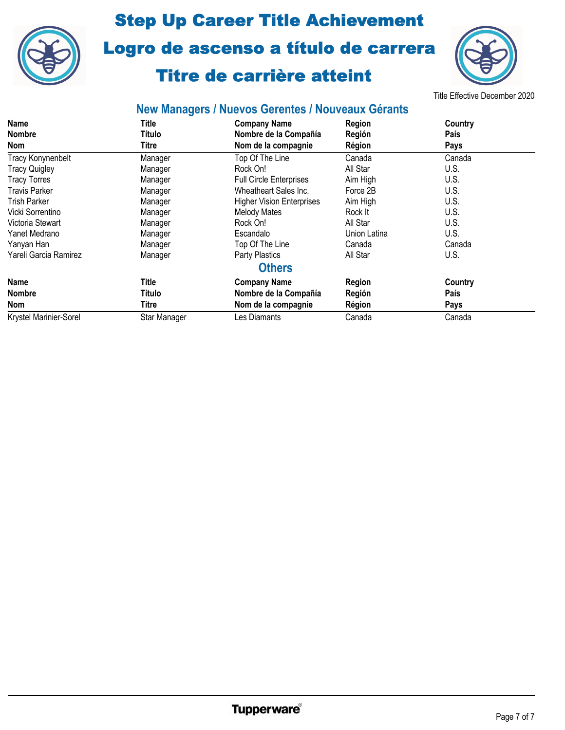# Step Up Career Title Achievement
# Logro de ascenso a título de carrera
# Titre de carrière atteint

Title Effective December 2020

## New Managers / Nuevos Gerentes / Nouveaux Gérants

| Name<br>Nombre<br>Nom | Title<br>Título<br>Titre | Company Name<br>Nombre de la Compañía<br>Nom de la compagnie | Region<br>Región<br>Région | Country<br>País<br>Pays |
|---|---|---|---|---|
| Tracy Konynenbelt | Manager | Top Of The Line | Canada | Canada |
| Tracy Quigley | Manager | Rock On! | All Star | U.S. |
| Tracy Torres | Manager | Full Circle Enterprises | Aim High | U.S. |
| Travis Parker | Manager | Wheatheart Sales Inc. | Force 2B | U.S. |
| Trish Parker | Manager | Higher Vision Enterprises | Aim High | U.S. |
| Vicki Sorrentino | Manager | Melody Mates | Rock It | U.S. |
| Victoria Stewart | Manager | Rock On! | All Star | U.S. |
| Yanet Medrano | Manager | Escandalo | Union Latina | U.S. |
| Yanyan Han | Manager | Top Of The Line | Canada | Canada |
| Yareli Garcia Ramirez | Manager | Party Plastics | All Star | U.S. |

## Others

| Name<br>Nombre<br>Nom | Title<br>Título<br>Titre | Company Name<br>Nombre de la Compañía<br>Nom de la compagnie | Region<br>Región<br>Région | Country<br>País<br>Pays |
|---|---|---|---|---|
| Krystel Marinier-Sorel | Star Manager | Les Diamants | Canada | Canada |

Tupperware®